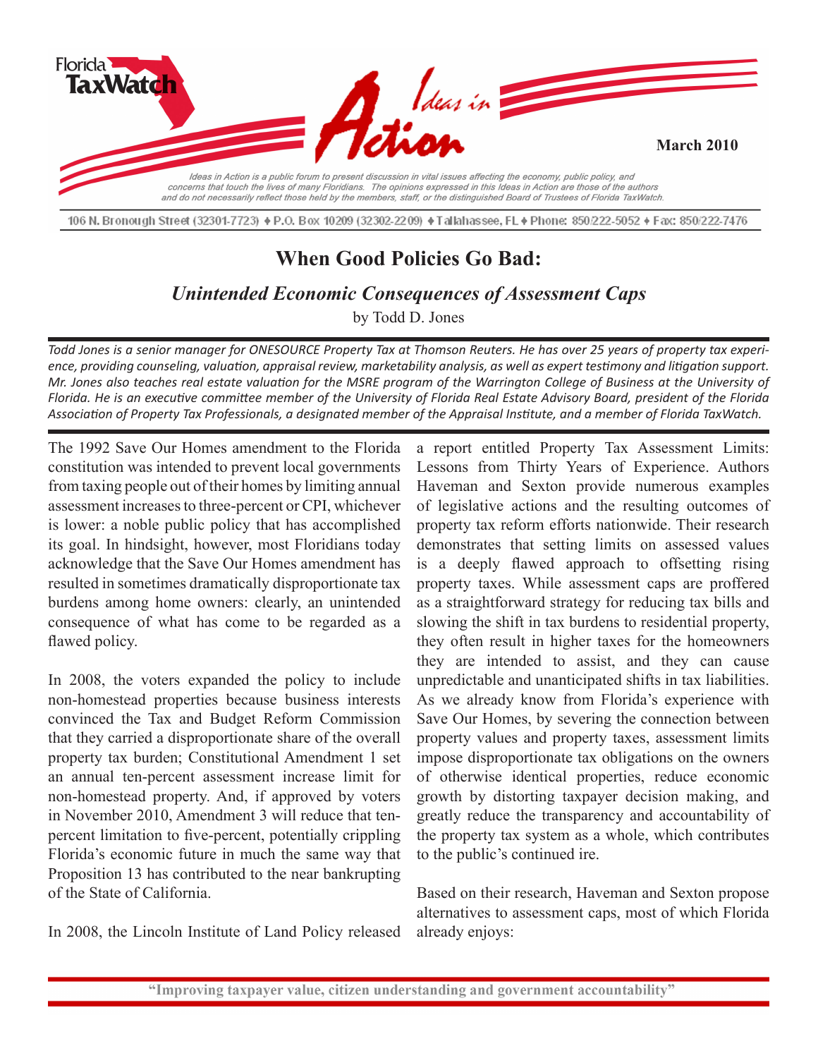Florida TaxWatch

Ideas in Action

March 2010

*Ideas in Action is a public forum to present discussion in vital issues affecting the economy, public policy, and concerns that touch the lives of many Floridians. The opinions expressed in this Ideas in Action are those of the authors and do not necessarily reflect those held by the members, staff, or the distinguished Board of Trustees of Florida TaxWatch.*

106 N. Bronough Street (32301-7723) ♦ P.O. Box 10209 (32302-2209) ♦ Tallahassee, FL ♦ Phone: 850/222-5052 ♦ Fax: 850/222-7476

# When Good Policies Go Bad:

## *Unintended Economic Consequences of Assessment Caps*

by Todd D. Jones

*Todd Jones is a senior manager for ONESOURCE Property Tax at Thomson Reuters. He has over 25 years of property tax experience, providing counseling, valuation, appraisal review, marketability analysis, as well as expert testimony and litigation support. Mr. Jones also teaches real estate valuation for the MSRE program of the Warrington College of Business at the University of Florida. He is an executive committee member of the University of Florida Real Estate Advisory Board, president of the Florida Association of Property Tax Professionals, a designated member of the Appraisal Institute, and a member of Florida TaxWatch.*

The 1992 Save Our Homes amendment to the Florida constitution was intended to prevent local governments from taxing people out of their homes by limiting annual assessment increases to three-percent or CPI, whichever is lower: a noble public policy that has accomplished its goal. In hindsight, however, most Floridians today acknowledge that the Save Our Homes amendment has resulted in sometimes dramatically disproportionate tax burdens among home owners: clearly, an unintended consequence of what has come to be regarded as a flawed policy.

In 2008, the voters expanded the policy to include non-homestead properties because business interests convinced the Tax and Budget Reform Commission that they carried a disproportionate share of the overall property tax burden; Constitutional Amendment 1 set an annual ten-percent assessment increase limit for non-homestead property. And, if approved by voters in November 2010, Amendment 3 will reduce that ten-percent limitation to five-percent, potentially crippling Florida's economic future in much the same way that Proposition 13 has contributed to the near bankrupting of the State of California.

In 2008, the Lincoln Institute of Land Policy released a report entitled Property Tax Assessment Limits: Lessons from Thirty Years of Experience. Authors Haveman and Sexton provide numerous examples of legislative actions and the resulting outcomes of property tax reform efforts nationwide. Their research demonstrates that setting limits on assessed values is a deeply flawed approach to offsetting rising property taxes. While assessment caps are proffered as a straightforward strategy for reducing tax bills and slowing the shift in tax burdens to residential property, they often result in higher taxes for the homeowners they are intended to assist, and they can cause unpredictable and unanticipated shifts in tax liabilities. As we already know from Florida's experience with Save Our Homes, by severing the connection between property values and property taxes, assessment limits impose disproportionate tax obligations on the owners of otherwise identical properties, reduce economic growth by distorting taxpayer decision making, and greatly reduce the transparency and accountability of the property tax system as a whole, which contributes to the public's continued ire.

Based on their research, Haveman and Sexton propose alternatives to assessment caps, most of which Florida already enjoys:

"Improving taxpayer value, citizen understanding and government accountability"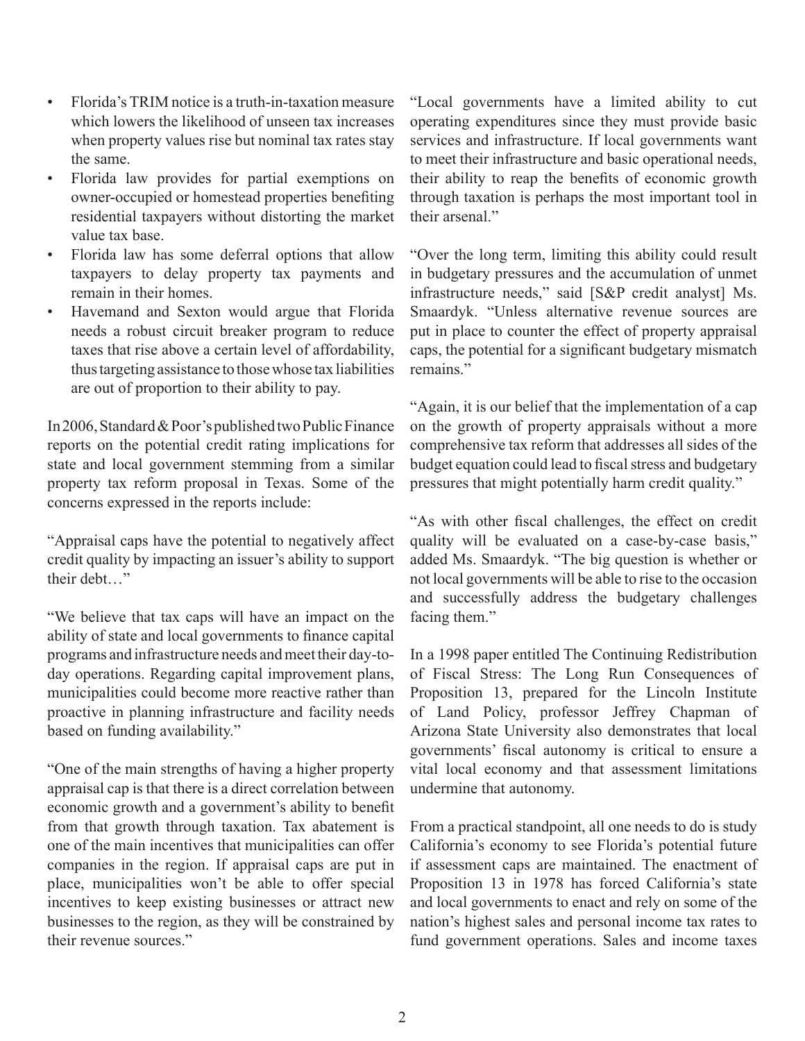- Florida's TRIM notice is a truth-in-taxation measure which lowers the likelihood of unseen tax increases when property values rise but nominal tax rates stay the same.
- Florida law provides for partial exemptions on owner-occupied or homestead properties benefiting residential taxpayers without distorting the market value tax base.
- Florida law has some deferral options that allow taxpayers to delay property tax payments and remain in their homes.
- Havemand and Sexton would argue that Florida needs a robust circuit breaker program to reduce taxes that rise above a certain level of affordability, thus targeting assistance to those whose tax liabilities are out of proportion to their ability to pay.

In 2006, Standard & Poor's published two Public Finance reports on the potential credit rating implications for state and local government stemming from a similar property tax reform proposal in Texas. Some of the concerns expressed in the reports include:

"Appraisal caps have the potential to negatively affect credit quality by impacting an issuer's ability to support their debt…"

"We believe that tax caps will have an impact on the ability of state and local governments to finance capital programs and infrastructure needs and meet their day-to-day operations. Regarding capital improvement plans, municipalities could become more reactive rather than proactive in planning infrastructure and facility needs based on funding availability."

"One of the main strengths of having a higher property appraisal cap is that there is a direct correlation between economic growth and a government's ability to benefit from that growth through taxation. Tax abatement is one of the main incentives that municipalities can offer companies in the region. If appraisal caps are put in place, municipalities won't be able to offer special incentives to keep existing businesses or attract new businesses to the region, as they will be constrained by their revenue sources."

"Local governments have a limited ability to cut operating expenditures since they must provide basic services and infrastructure. If local governments want to meet their infrastructure and basic operational needs, their ability to reap the benefits of economic growth through taxation is perhaps the most important tool in their arsenal."

"Over the long term, limiting this ability could result in budgetary pressures and the accumulation of unmet infrastructure needs," said [S&P credit analyst] Ms. Smaardyk. "Unless alternative revenue sources are put in place to counter the effect of property appraisal caps, the potential for a significant budgetary mismatch remains."

"Again, it is our belief that the implementation of a cap on the growth of property appraisals without a more comprehensive tax reform that addresses all sides of the budget equation could lead to fiscal stress and budgetary pressures that might potentially harm credit quality."

"As with other fiscal challenges, the effect on credit quality will be evaluated on a case-by-case basis," added Ms. Smaardyk. "The big question is whether or not local governments will be able to rise to the occasion and successfully address the budgetary challenges facing them."

In a 1998 paper entitled The Continuing Redistribution of Fiscal Stress: The Long Run Consequences of Proposition 13, prepared for the Lincoln Institute of Land Policy, professor Jeffrey Chapman of Arizona State University also demonstrates that local governments' fiscal autonomy is critical to ensure a vital local economy and that assessment limitations undermine that autonomy.

From a practical standpoint, all one needs to do is study California's economy to see Florida's potential future if assessment caps are maintained. The enactment of Proposition 13 in 1978 has forced California's state and local governments to enact and rely on some of the nation's highest sales and personal income tax rates to fund government operations. Sales and income taxes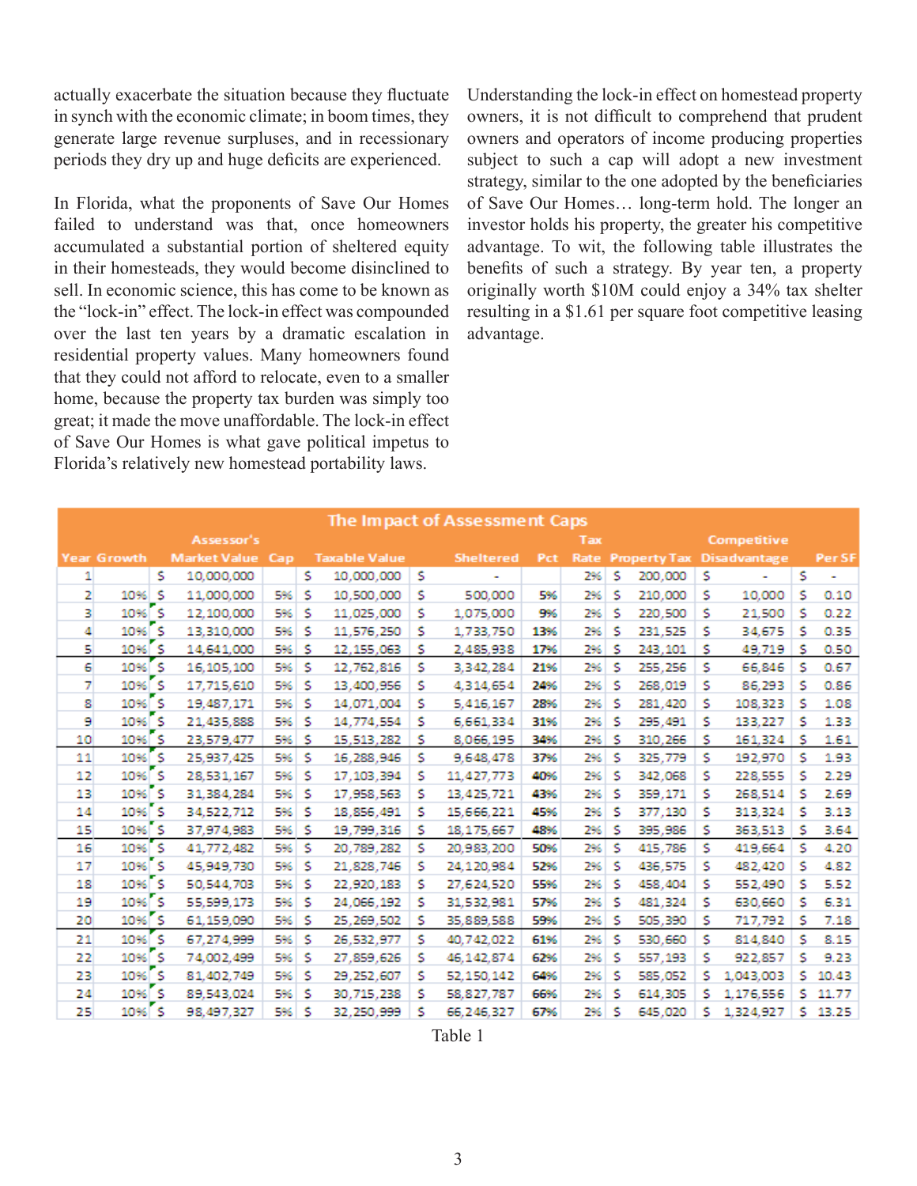actually exacerbate the situation because they fluctuate in synch with the economic climate; in boom times, they generate large revenue surpluses, and in recessionary periods they dry up and huge deficits are experienced.

In Florida, what the proponents of Save Our Homes failed to understand was that, once homeowners accumulated a substantial portion of sheltered equity in their homesteads, they would become disinclined to sell. In economic science, this has come to be known as the "lock-in" effect. The lock-in effect was compounded over the last ten years by a dramatic escalation in residential property values. Many homeowners found that they could not afford to relocate, even to a smaller home, because the property tax burden was simply too great; it made the move unaffordable. The lock-in effect of Save Our Homes is what gave political impetus to Florida's relatively new homestead portability laws.

Understanding the lock-in effect on homestead property owners, it is not difficult to comprehend that prudent owners and operators of income producing properties subject to such a cap will adopt a new investment strategy, similar to the one adopted by the beneficiaries of Save Our Homes… long-term hold. The longer an investor holds his property, the greater his competitive advantage. To wit, the following table illustrates the benefits of such a strategy. By year ten, a property originally worth $10M could enjoy a 34% tax shelter resulting in a $1.61 per square foot competitive leasing advantage.

| The Impact of Assessment Caps | | | | | | | | | | |
|---|---|---|---|---|---|---|---|---|---|---|
| Year | Growth | Assessor's Market Value | Cap | Taxable Value | Sheltered | Pct | Tax Rate | Property Tax | Competitive Disadvantage | Per SF |
| 1 | | $ 10,000,000 | | $ 10,000,000 | $ - | | 2% | $ 200,000 | $ - | $ - |
| 2 | 10% | $ 11,000,000 | 5% | $ 10,500,000 | $ 500,000 | 5% | 2% | $ 210,000 | $ 10,000 | $ 0.10 |
| 3 | 10% | $ 12,100,000 | 5% | $ 11,025,000 | $ 1,075,000 | 9% | 2% | $ 220,500 | $ 21,500 | $ 0.22 |
| 4 | 10% | $ 13,310,000 | 5% | $ 11,576,250 | $ 1,733,750 | 13% | 2% | $ 231,525 | $ 34,675 | $ 0.35 |
| 5 | 10% | $ 14,641,000 | 5% | $ 12,155,063 | $ 2,485,938 | 17% | 2% | $ 243,101 | $ 49,719 | $ 0.50 |
| 6 | 10% | $ 16,105,100 | 5% | $ 12,762,816 | $ 3,342,284 | 21% | 2% | $ 255,256 | $ 66,846 | $ 0.67 |
| 7 | 10% | $ 17,715,610 | 5% | $ 13,400,956 | $ 4,314,654 | 24% | 2% | $ 268,019 | $ 86,293 | $ 0.86 |
| 8 | 10% | $ 19,487,171 | 5% | $ 14,071,004 | $ 5,416,167 | 28% | 2% | $ 281,420 | $ 108,323 | $ 1.08 |
| 9 | 10% | $ 21,435,888 | 5% | $ 14,774,554 | $ 6,661,334 | 31% | 2% | $ 295,491 | $ 133,227 | $ 1.33 |
| 10 | 10% | $ 23,579,477 | 5% | $ 15,513,282 | $ 8,066,195 | 34% | 2% | $ 310,266 | $ 161,324 | $ 1.61 |
| 11 | 10% | $ 25,937,425 | 5% | $ 16,288,946 | $ 9,648,478 | 37% | 2% | $ 325,779 | $ 192,970 | $ 1.93 |
| 12 | 10% | $ 28,531,167 | 5% | $ 17,103,394 | $ 11,427,773 | 40% | 2% | $ 342,068 | $ 228,555 | $ 2.29 |
| 13 | 10% | $ 31,384,284 | 5% | $ 17,958,563 | $ 13,425,721 | 43% | 2% | $ 359,171 | $ 268,514 | $ 2.69 |
| 14 | 10% | $ 34,522,712 | 5% | $ 18,856,491 | $ 15,666,221 | 45% | 2% | $ 377,130 | $ 313,324 | $ 3.13 |
| 15 | 10% | $ 37,974,983 | 5% | $ 19,799,316 | $ 18,175,667 | 48% | 2% | $ 395,986 | $ 363,513 | $ 3.64 |
| 16 | 10% | $ 41,772,482 | 5% | $ 20,789,282 | $ 20,983,200 | 50% | 2% | $ 415,786 | $ 419,664 | $ 4.20 |
| 17 | 10% | $ 45,949,730 | 5% | $ 21,828,746 | $ 24,120,984 | 52% | 2% | $ 436,575 | $ 482,420 | $ 4.82 |
| 18 | 10% | $ 50,544,703 | 5% | $ 22,920,183 | $ 27,624,520 | 55% | 2% | $ 458,404 | $ 552,490 | $ 5.52 |
| 19 | 10% | $ 55,599,173 | 5% | $ 24,066,192 | $ 31,532,981 | 57% | 2% | $ 481,324 | $ 630,660 | $ 6.31 |
| 20 | 10% | $ 61,159,090 | 5% | $ 25,269,502 | $ 35,889,588 | 59% | 2% | $ 505,390 | $ 717,792 | $ 7.18 |
| 21 | 10% | $ 67,274,999 | 5% | $ 26,532,977 | $ 40,742,022 | 61% | 2% | $ 530,660 | $ 814,840 | $ 8.15 |
| 22 | 10% | $ 74,002,499 | 5% | $ 27,859,626 | $ 46,142,874 | 62% | 2% | $ 557,193 | $ 922,857 | $ 9.23 |
| 23 | 10% | $ 81,402,749 | 5% | $ 29,252,607 | $ 52,150,142 | 64% | 2% | $ 585,052 | $ 1,043,003 | $ 10.43 |
| 24 | 10% | $ 89,543,024 | 5% | $ 30,715,238 | $ 58,827,787 | 66% | 2% | $ 614,305 | $ 1,176,556 | $ 11.77 |
| 25 | 10% | $ 98,497,327 | 5% | $ 32,250,999 | $ 66,246,327 | 67% | 2% | $ 645,020 | $ 1,324,927 | $ 13.25 |

Table 1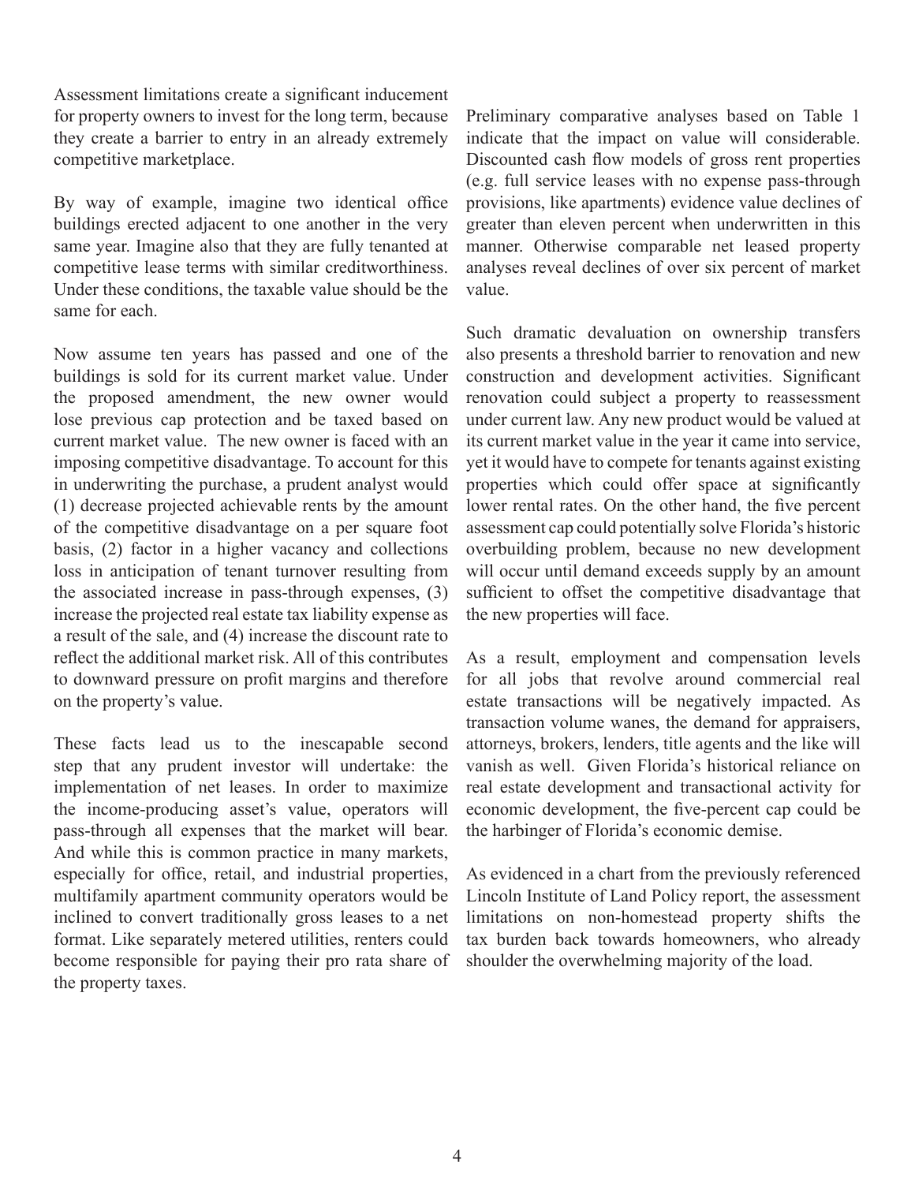Assessment limitations create a significant inducement for property owners to invest for the long term, because they create a barrier to entry in an already extremely competitive marketplace.

By way of example, imagine two identical office buildings erected adjacent to one another in the very same year. Imagine also that they are fully tenanted at competitive lease terms with similar creditworthiness. Under these conditions, the taxable value should be the same for each.

Now assume ten years has passed and one of the buildings is sold for its current market value. Under the proposed amendment, the new owner would lose previous cap protection and be taxed based on current market value. The new owner is faced with an imposing competitive disadvantage. To account for this in underwriting the purchase, a prudent analyst would (1) decrease projected achievable rents by the amount of the competitive disadvantage on a per square foot basis, (2) factor in a higher vacancy and collections loss in anticipation of tenant turnover resulting from the associated increase in pass-through expenses, (3) increase the projected real estate tax liability expense as a result of the sale, and (4) increase the discount rate to reflect the additional market risk. All of this contributes to downward pressure on profit margins and therefore on the property's value.

These facts lead us to the inescapable second step that any prudent investor will undertake: the implementation of net leases. In order to maximize the income-producing asset's value, operators will pass-through all expenses that the market will bear. And while this is common practice in many markets, especially for office, retail, and industrial properties, multifamily apartment community operators would be inclined to convert traditionally gross leases to a net format. Like separately metered utilities, renters could become responsible for paying their pro rata share of the property taxes.

Preliminary comparative analyses based on Table 1 indicate that the impact on value will considerable. Discounted cash flow models of gross rent properties (e.g. full service leases with no expense pass-through provisions, like apartments) evidence value declines of greater than eleven percent when underwritten in this manner. Otherwise comparable net leased property analyses reveal declines of over six percent of market value.

Such dramatic devaluation on ownership transfers also presents a threshold barrier to renovation and new construction and development activities. Significant renovation could subject a property to reassessment under current law. Any new product would be valued at its current market value in the year it came into service, yet it would have to compete for tenants against existing properties which could offer space at significantly lower rental rates. On the other hand, the five percent assessment cap could potentially solve Florida's historic overbuilding problem, because no new development will occur until demand exceeds supply by an amount sufficient to offset the competitive disadvantage that the new properties will face.

As a result, employment and compensation levels for all jobs that revolve around commercial real estate transactions will be negatively impacted. As transaction volume wanes, the demand for appraisers, attorneys, brokers, lenders, title agents and the like will vanish as well. Given Florida's historical reliance on real estate development and transactional activity for economic development, the five-percent cap could be the harbinger of Florida's economic demise.

As evidenced in a chart from the previously referenced Lincoln Institute of Land Policy report, the assessment limitations on non-homestead property shifts the tax burden back towards homeowners, who already shoulder the overwhelming majority of the load.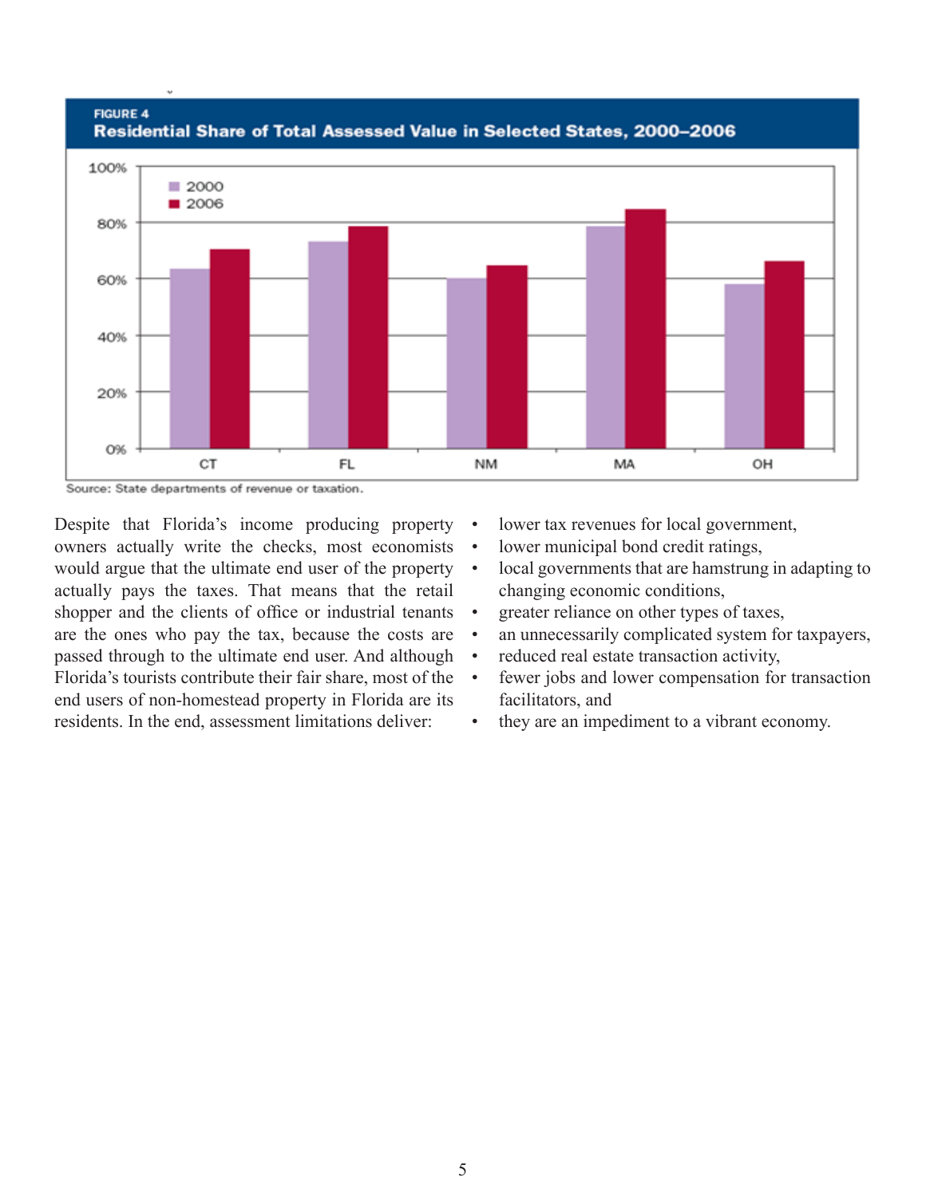**FIGURE 4**

**Residential Share of Total Assessed Value in Selected States, 2000–2006**

Source: State departments of revenue or taxation.

Despite that Florida's income producing property owners actually write the checks, most economists would argue that the ultimate end user of the property actually pays the taxes. That means that the retail shopper and the clients of office or industrial tenants are the ones who pay the tax, because the costs are passed through to the ultimate end user. And although Florida's tourists contribute their fair share, most of the end users of non-homestead property in Florida are its residents. In the end, assessment limitations deliver:

- lower tax revenues for local government,
- lower municipal bond credit ratings,
- local governments that are hamstrung in adapting to changing economic conditions,
- greater reliance on other types of taxes,
- an unnecessarily complicated system for taxpayers,
- reduced real estate transaction activity,
- fewer jobs and lower compensation for transaction facilitators, and
- they are an impediment to a vibrant economy.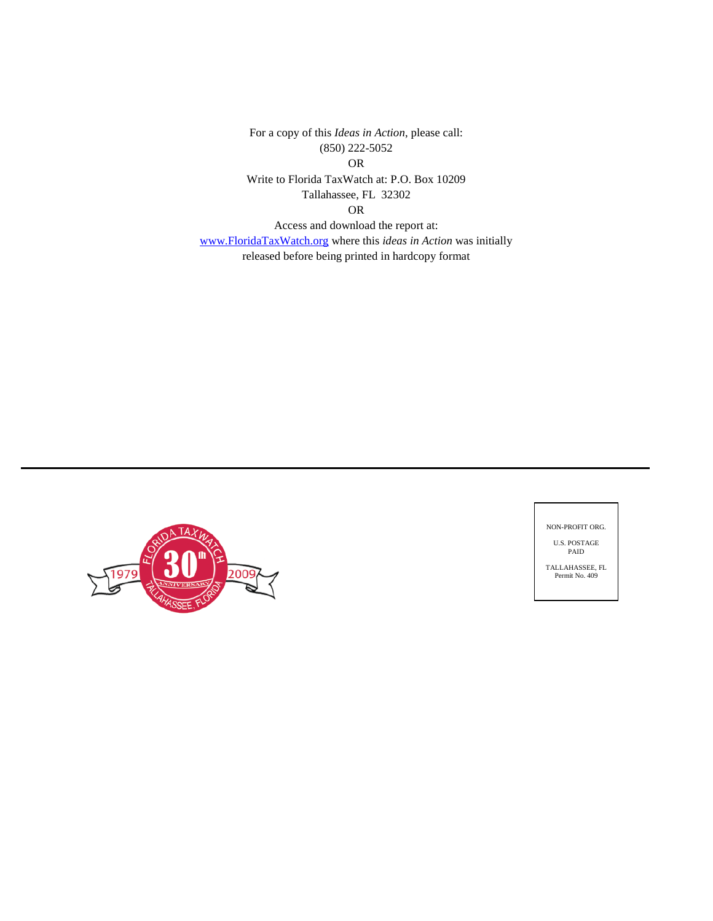For a copy of this *Ideas in Action*, please call:
(850) 222-5052
OR
Write to Florida TaxWatch at: P.O. Box 10209
Tallahassee, FL 32302
OR
Access and download the report at:
www.FloridaTaxWatch.org where this *ideas in Action* was initially released before being printed in hardcopy format

---

FLORIDA TAXWATCH
1979 30th ANNIVERSARY 2009
TALLAHASSEE, FLORIDA

NON-PROFIT ORG.
U.S. POSTAGE
PAID
TALLAHASSEE, FL
Permit No. 409